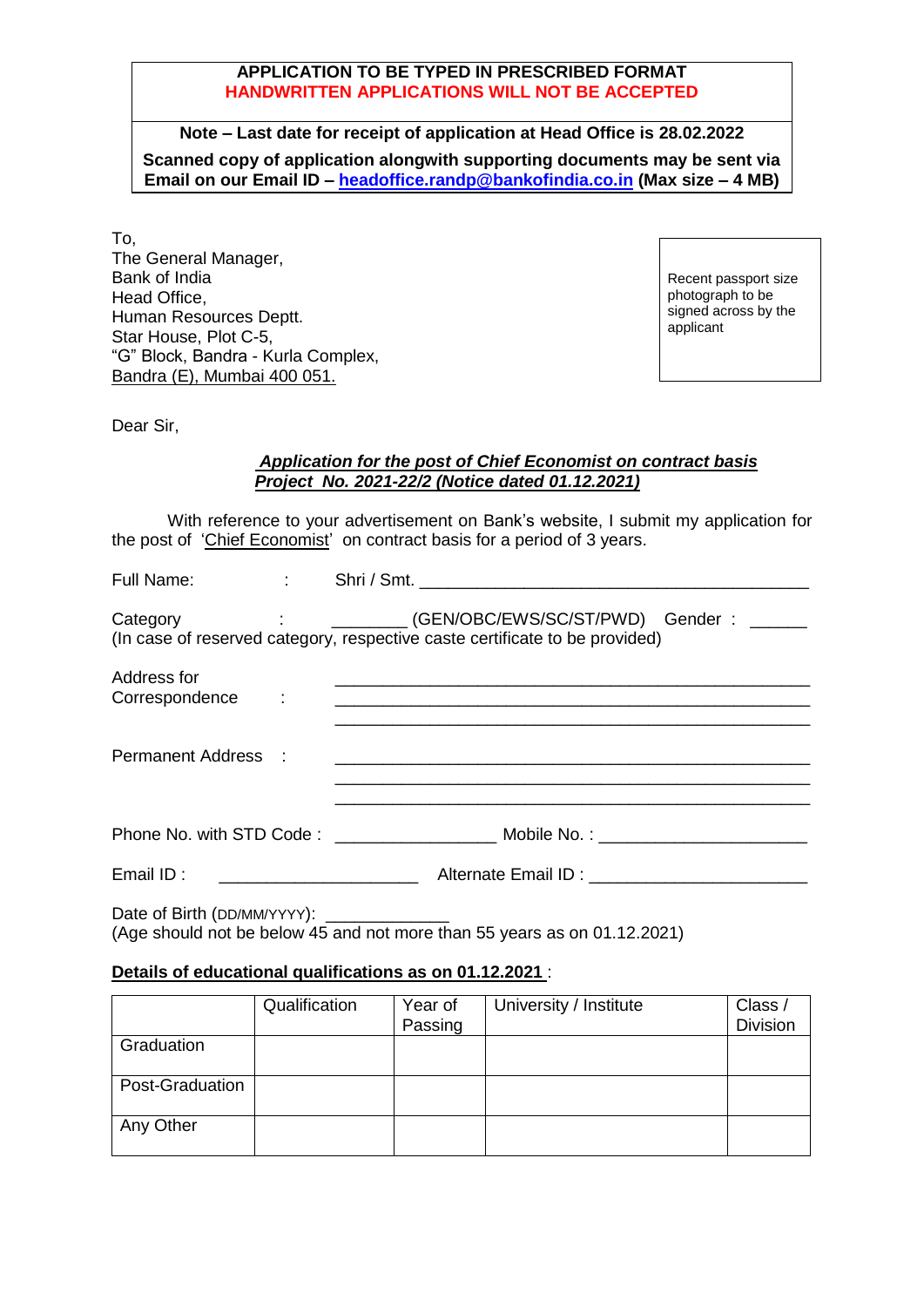**APPLICATION TO BE TYPED IN PRESCRIBED FORMAT**
**HANDWRITTEN APPLICATIONS WILL NOT BE ACCEPTED**

**Note – Last date for receipt of application at Head Office is 28.02.2022**

**Scanned copy of application alongwith supporting documents may be sent via Email on our Email ID – headoffice.randp@bankofindia.co.in (Max size – 4 MB)**

To,
The General Manager,
Bank of India
Head Office,
Human Resources Deptt.
Star House, Plot C-5,
"G" Block, Bandra - Kurla Complex,
Bandra (E), Mumbai 400 051.

Recent passport size photograph to be signed across by the applicant

Dear Sir,

***Application for the post of Chief Economist on contract basis***
***Project No. 2021-22/2 (Notice dated 01.12.2021)***

With reference to your advertisement on Bank's website, I submit my application for the post of 'Chief Economist' on contract basis for a period of 3 years.

Full Name: : Shri / Smt. ___________________________________________

Category : ________ (GEN/OBC/EWS/SC/ST/PWD) Gender : ______
(In case of reserved category, respective caste certificate to be provided)

Address for Correspondence : ___________________________________________
___________________________________________
___________________________________________

Permanent Address : ___________________________________________
___________________________________________
___________________________________________

Phone No. with STD Code : _________________ Mobile No. : ______________________

Email ID : _____________________ Alternate Email ID : _______________________

Date of Birth (DD/MM/YYYY): _____________
(Age should not be below 45 and not more than 55 years as on 01.12.2021)

**Details of educational qualifications as on 01.12.2021** :

| | Qualification | Year of Passing | University / Institute | Class / Division |
|---|---|---|---|---|
| Graduation | | | | |
| Post-Graduation | | | | |
| Any Other | | | | |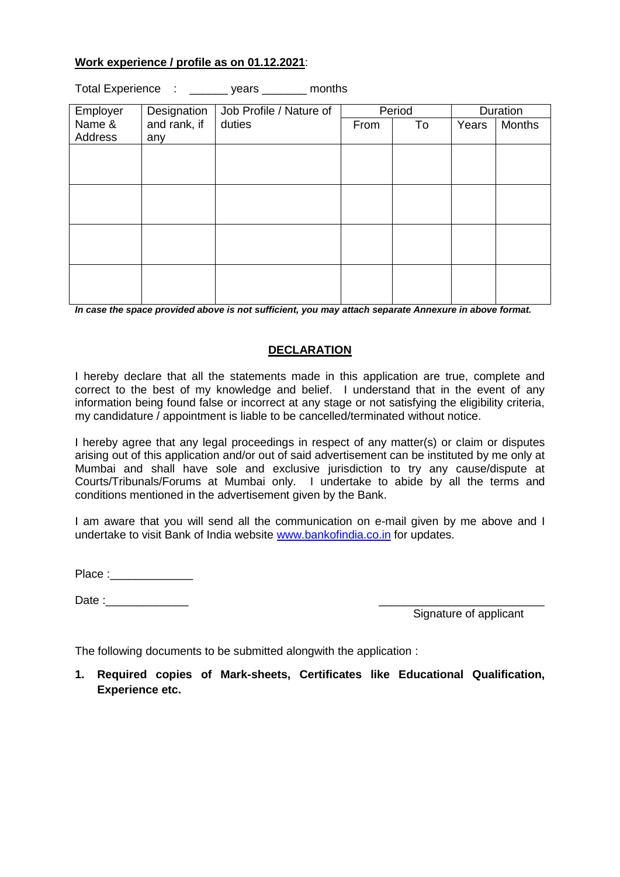**<u>Work experience / profile as on 01.12.2021</u>**:

Total Experience : ______ years _______ months

| Employer Name & Address | Designation and rank, if any | Job Profile / Nature of duties | Period | | Duration | |
|---|---|---|---|---|---|---|
| | | | From | To | Years | Months |
| | | | | | | |
| | | | | | | |
| | | | | | | |
| | | | | | | |

***In case the space provided above is not sufficient, you may attach separate Annexure in above format.***

## <u>DECLARATION</u>

I hereby declare that all the statements made in this application are true, complete and correct to the best of my knowledge and belief. I understand that in the event of any information being found false or incorrect at any stage or not satisfying the eligibility criteria, my candidature / appointment is liable to be cancelled/terminated without notice.

I hereby agree that any legal proceedings in respect of any matter(s) or claim or disputes arising out of this application and/or out of said advertisement can be instituted by me only at Mumbai and shall have sole and exclusive jurisdiction to try any cause/dispute at Courts/Tribunals/Forums at Mumbai only. I undertake to abide by all the terms and conditions mentioned in the advertisement given by the Bank.

I am aware that you will send all the communication on e-mail given by me above and I undertake to visit Bank of India website www.bankofindia.co.in for updates.

Place :_____________

Date :_____________

__________________________
Signature of applicant

The following documents to be submitted alongwith the application :

1. **Required copies of Mark-sheets, Certificates like Educational Qualification, Experience etc.**